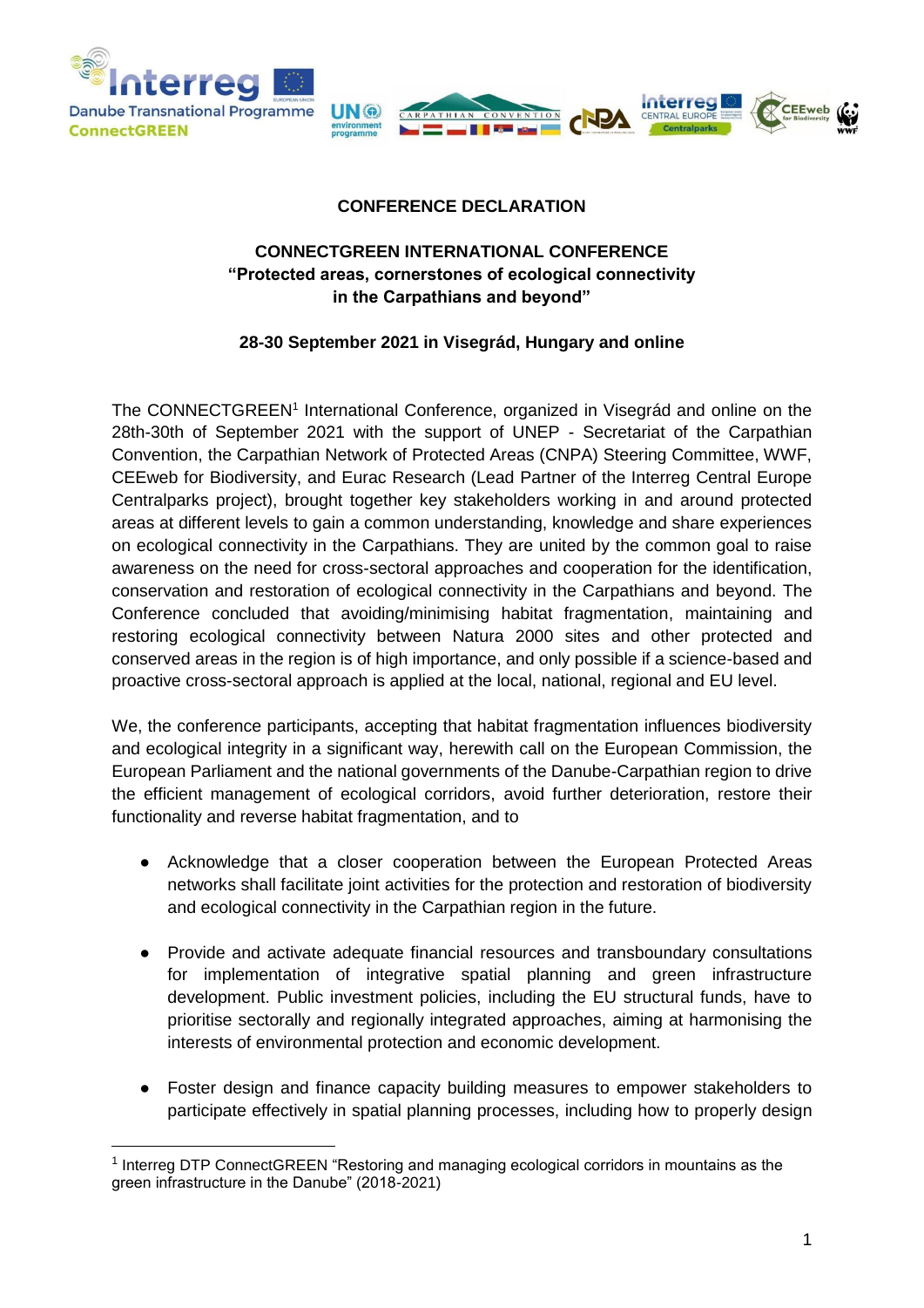## CONFERENCE DECLARATION

## CONNECTGREEN INTERNATIONAL CONFERENCE
## "Protected areas, cornerstones of ecological connectivity in the Carpathians and beyond"

### 28-30 September 2021 in Visegrád, Hungary and online

The CONNECTGREEN[1] International Conference, organized in Visegrád and online on the 28th-30th of September 2021 with the support of UNEP - Secretariat of the Carpathian Convention, the Carpathian Network of Protected Areas (CNPA) Steering Committee, WWF, CEEweb for Biodiversity, and Eurac Research (Lead Partner of the Interreg Central Europe Centralparks project), brought together key stakeholders working in and around protected areas at different levels to gain a common understanding, knowledge and share experiences on ecological connectivity in the Carpathians. They are united by the common goal to raise awareness on the need for cross-sectoral approaches and cooperation for the identification, conservation and restoration of ecological connectivity in the Carpathians and beyond. The Conference concluded that avoiding/minimising habitat fragmentation, maintaining and restoring ecological connectivity between Natura 2000 sites and other protected and conserved areas in the region is of high importance, and only possible if a science-based and proactive cross-sectoral approach is applied at the local, national, regional and EU level.

We, the conference participants, accepting that habitat fragmentation influences biodiversity and ecological integrity in a significant way, herewith call on the European Commission, the European Parliament and the national governments of the Danube-Carpathian region to drive the efficient management of ecological corridors, avoid further deterioration, restore their functionality and reverse habitat fragmentation, and to

- Acknowledge that a closer cooperation between the European Protected Areas networks shall facilitate joint activities for the protection and restoration of biodiversity and ecological connectivity in the Carpathian region in the future.

- Provide and activate adequate financial resources and transboundary consultations for implementation of integrative spatial planning and green infrastructure development. Public investment policies, including the EU structural funds, have to prioritise sectorally and regionally integrated approaches, aiming at harmonising the interests of environmental protection and economic development.

- Foster design and finance capacity building measures to empower stakeholders to participate effectively in spatial planning processes, including how to properly design

[1] Interreg DTP ConnectGREEN "Restoring and managing ecological corridors in mountains as the green infrastructure in the Danube" (2018-2021)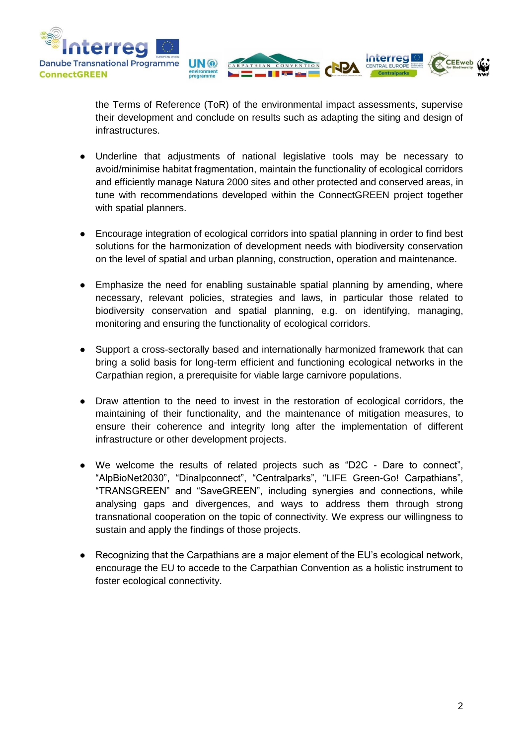the Terms of Reference (ToR) of the environmental impact assessments, supervise their development and conclude on results such as adapting the siting and design of infrastructures.

- Underline that adjustments of national legislative tools may be necessary to avoid/minimise habitat fragmentation, maintain the functionality of ecological corridors and efficiently manage Natura 2000 sites and other protected and conserved areas, in tune with recommendations developed within the ConnectGREEN project together with spatial planners.

- Encourage integration of ecological corridors into spatial planning in order to find best solutions for the harmonization of development needs with biodiversity conservation on the level of spatial and urban planning, construction, operation and maintenance.

- Emphasize the need for enabling sustainable spatial planning by amending, where necessary, relevant policies, strategies and laws, in particular those related to biodiversity conservation and spatial planning, e.g. on identifying, managing, monitoring and ensuring the functionality of ecological corridors.

- Support a cross-sectorally based and internationally harmonized framework that can bring a solid basis for long-term efficient and functioning ecological networks in the Carpathian region, a prerequisite for viable large carnivore populations.

- Draw attention to the need to invest in the restoration of ecological corridors, the maintaining of their functionality, and the maintenance of mitigation measures, to ensure their coherence and integrity long after the implementation of different infrastructure or other development projects.

- We welcome the results of related projects such as "D2C - Dare to connect", "AlpBioNet2030", "Dinalpconnect", "Centralparks", "LIFE Green-Go! Carpathians", "TRANSGREEN" and "SaveGREEN", including synergies and connections, while analysing gaps and divergences, and ways to address them through strong transnational cooperation on the topic of connectivity. We express our willingness to sustain and apply the findings of those projects.

- Recognizing that the Carpathians are a major element of the EU's ecological network, encourage the EU to accede to the Carpathian Convention as a holistic instrument to foster ecological connectivity.